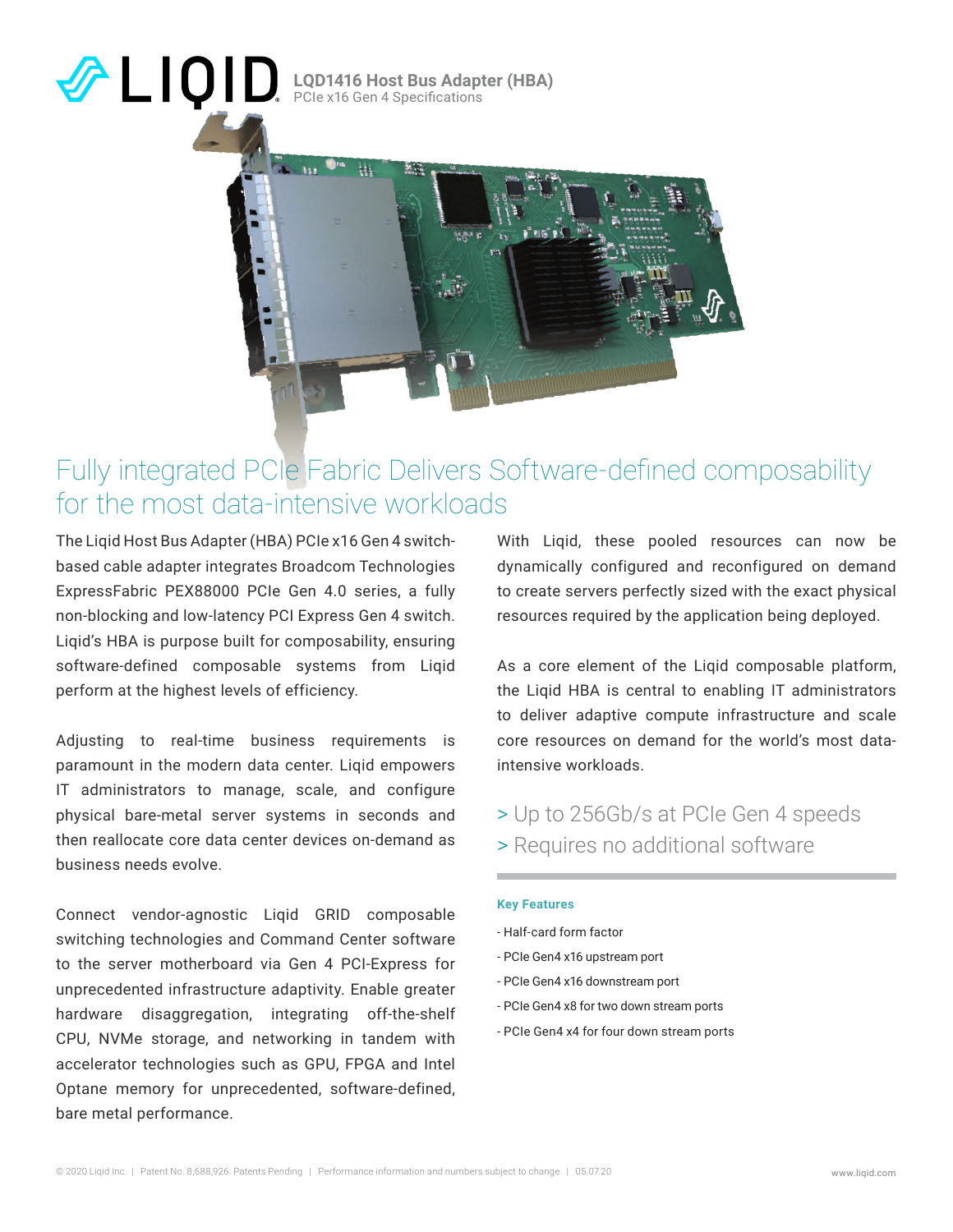# LQD1416 Host Bus Adapter (HBA)

PCIe x16 Gen 4 Specifications

## Fully integrated PCIe Fabric Delivers Software-defined composability for the most data-intensive workloads

The Liqid Host Bus Adapter (HBA) PCIe x16 Gen 4 switch-based cable adapter integrates Broadcom Technologies ExpressFabric PEX88000 PCIe Gen 4.0 series, a fully non-blocking and low-latency PCI Express Gen 4 switch. Liqid's HBA is purpose built for composability, ensuring software-defined composable systems from Liqid perform at the highest levels of efficiency.

Adjusting to real-time business requirements is paramount in the modern data center. Liqid empowers IT administrators to manage, scale, and configure physical bare-metal server systems in seconds and then reallocate core data center devices on-demand as business needs evolve.

Connect vendor-agnostic Liqid GRID composable switching technologies and Command Center software to the server motherboard via Gen 4 PCI-Express for unprecedented infrastructure adaptivity. Enable greater hardware disaggregation, integrating off-the-shelf CPU, NVMe storage, and networking in tandem with accelerator technologies such as GPU, FPGA and Intel Optane memory for unprecedented, software-defined, bare metal performance.

With Liqid, these pooled resources can now be dynamically configured and reconfigured on demand to create servers perfectly sized with the exact physical resources required by the application being deployed.

As a core element of the Liqid composable platform, the Liqid HBA is central to enabling IT administrators to deliver adaptive compute infrastructure and scale core resources on demand for the world's most data-intensive workloads.

> Up to 256Gb/s at PCIe Gen 4 speeds

> Requires no additional software

### Key Features

- Half-card form factor
- PCIe Gen4 x16 upstream port
- PCIe Gen4 x16 downstream port
- PCIe Gen4 x8 for two down stream ports
- PCIe Gen4 x4 for four down stream ports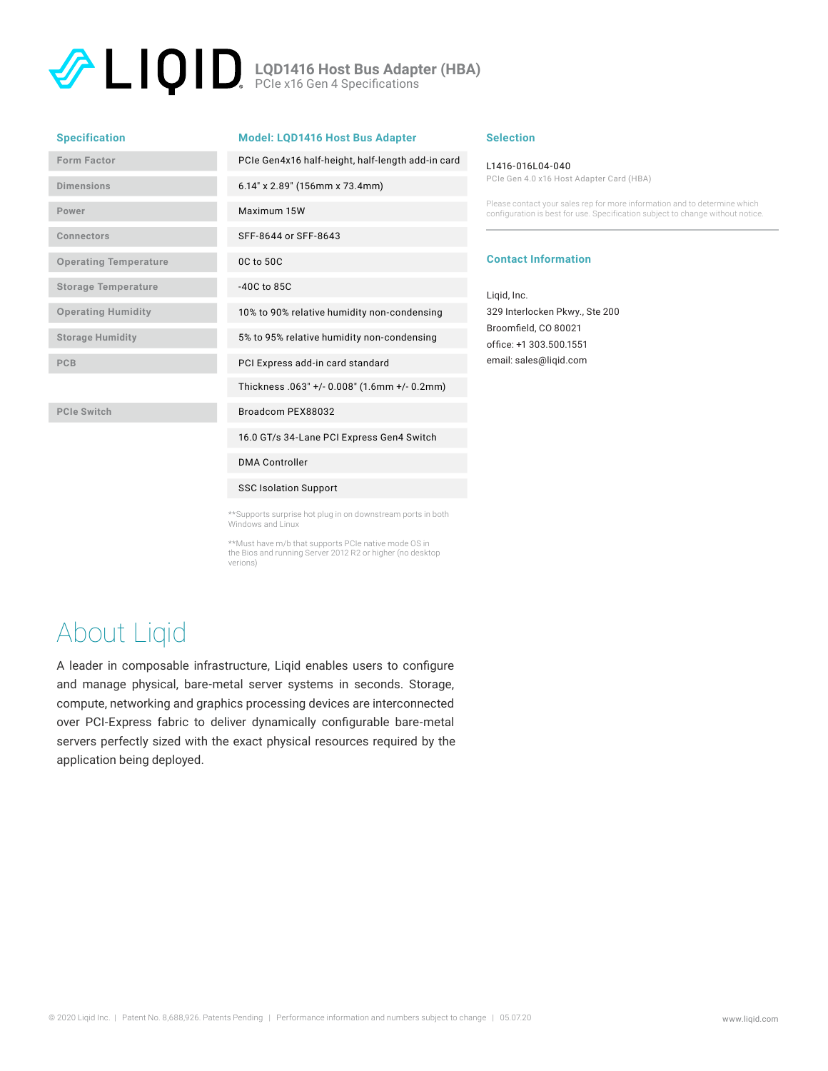# LIQID

## LQD1416 Host Bus Adapter (HBA)

PCIe x16 Gen 4 Specifications

| Specification | Model: LQD1416 Host Bus Adapter |
|---|---|
| Form Factor | PCIe Gen4x16 half-height, half-length add-in card |
| Dimensions | 6.14" x 2.89" (156mm x 73.4mm) |
| Power | Maximum 15W |
| Connectors | SFF-8644 or SFF-8643 |
| Operating Temperature | 0C to 50C |
| Storage Temperature | -40C to 85C |
| Operating Humidity | 10% to 90% relative humidity non-condensing |
| Storage Humidity | 5% to 95% relative humidity non-condensing |
| PCB | PCI Express add-in card standard |
| | Thickness .063" +/- 0.008" (1.6mm +/- 0.2mm) |
| PCIe Switch | Broadcom PEX88032 |
| | 16.0 GT/s 34-Lane PCI Express Gen4 Switch |
| | DMA Controller |
| | SSC Isolation Support |

**Supports surprise hot plug in on downstream ports in both Windows and Linux

**Must have m/b that supports PCIe native mode OS in the Bios and running Server 2012 R2 or higher (no desktop verions)

### Selection

L1416-016L04-040
PCIe Gen 4.0 x16 Host Adapter Card (HBA)

Please contact your sales rep for more information and to determine which configuration is best for use. Specification subject to change without notice.

### Contact Information

Liqid, Inc.
329 Interlocken Pkwy., Ste 200
Broomfield, CO 80021
office: +1 303.500.1551
email: sales@liqid.com

## About Liqid

A leader in composable infrastructure, Liqid enables users to configure and manage physical, bare-metal server systems in seconds. Storage, compute, networking and graphics processing devices are interconnected over PCI-Express fabric to deliver dynamically configurable bare-metal servers perfectly sized with the exact physical resources required by the application being deployed.

© 2020 Liqid Inc. | Patent No. 8,688,926. Patents Pending | Performance information and numbers subject to change | 05.07.20

www.liqid.com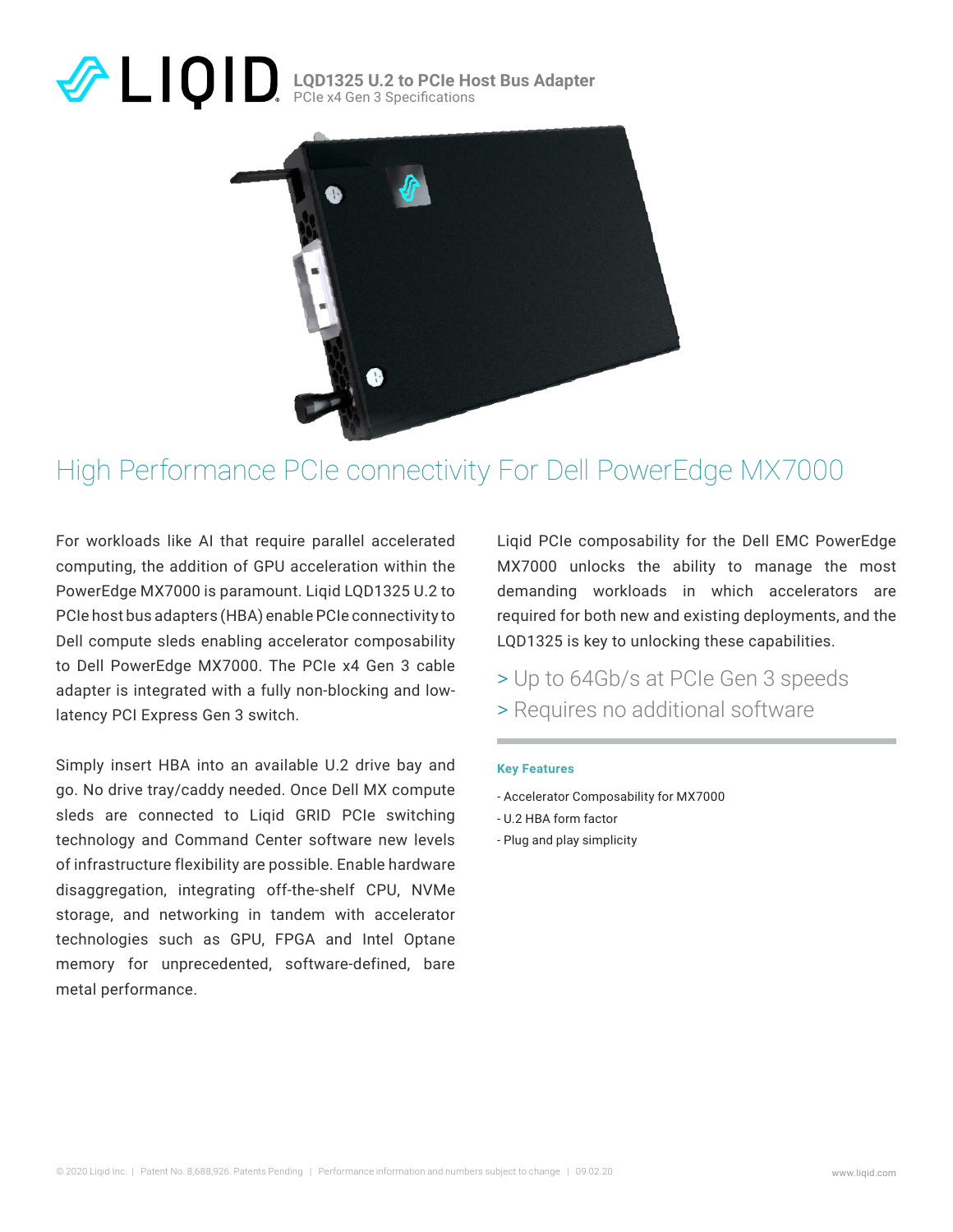# LQD1325 U.2 to PCIe Host Bus Adapter

PCIe x4 Gen 3 Specifications

## High Performance PCIe connectivity For Dell PowerEdge MX7000

For workloads like AI that require parallel accelerated computing, the addition of GPU acceleration within the PowerEdge MX7000 is paramount. Liqid LQD1325 U.2 to PCIe host bus adapters (HBA) enable PCIe connectivity to Dell compute sleds enabling accelerator composability to Dell PowerEdge MX7000. The PCIe x4 Gen 3 cable adapter is integrated with a fully non-blocking and low-latency PCI Express Gen 3 switch.

Simply insert HBA into an available U.2 drive bay and go. No drive tray/caddy needed. Once Dell MX compute sleds are connected to Liqid GRID PCIe switching technology and Command Center software new levels of infrastructure flexibility are possible. Enable hardware disaggregation, integrating off-the-shelf CPU, NVMe storage, and networking in tandem with accelerator technologies such as GPU, FPGA and Intel Optane memory for unprecedented, software-defined, bare metal performance.

Liqid PCIe composability for the Dell EMC PowerEdge MX7000 unlocks the ability to manage the most demanding workloads in which accelerators are required for both new and existing deployments, and the LQD1325 is key to unlocking these capabilities.

> Up to 64Gb/s at PCIe Gen 3 speeds

> Requires no additional software

**Key Features**

- Accelerator Composability for MX7000
- U.2 HBA form factor
- Plug and play simplicity

© 2020 Liqid Inc. | Patent No. 8,688,926. Patents Pending | Performance information and numbers subject to change | 09.02.20 www.liqid.com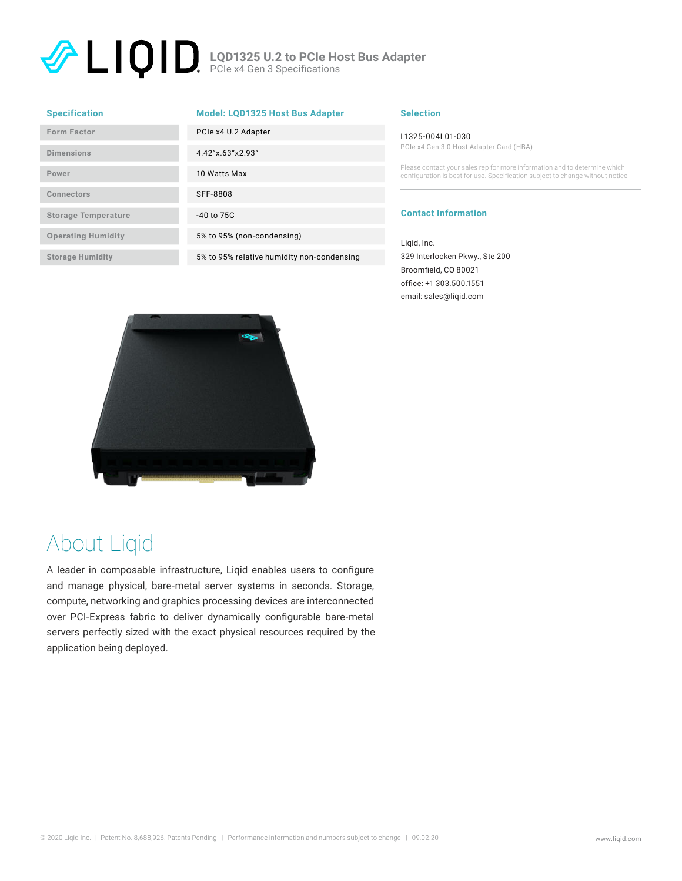# LQD1325 U.2 to PCIe Host Bus Adapter

PCIe x4 Gen 3 Specifications

| Specification | Model: LQD1325 Host Bus Adapter |
|---|---|
| Form Factor | PCIe x4 U.2 Adapter |
| Dimensions | 4.42"x.63"x2.93" |
| Power | 10 Watts Max |
| Connectors | SFF-8808 |
| Storage Temperature | -40 to 75C |
| Operating Humidity | 5% to 95% (non-condensing) |
| Storage Humidity | 5% to 95% relative humidity non-condensing |

## Selection

L1325-004L01-030

PCIe x4 Gen 3.0 Host Adapter Card (HBA)

Please contact your sales rep for more information and to determine which configuration is best for use. Specification subject to change without notice.

## Contact Information

Liqid, Inc.
329 Interlocken Pkwy., Ste 200
Broomfield, CO 80021
office: +1 303.500.1551
email: sales@liqid.com

# About Liqid

A leader in composable infrastructure, Liqid enables users to configure and manage physical, bare-metal server systems in seconds. Storage, compute, networking and graphics processing devices are interconnected over PCI-Express fabric to deliver dynamically configurable bare-metal servers perfectly sized with the exact physical resources required by the application being deployed.

© 2020 Liqid Inc. | Patent No. 8,688,926. Patents Pending | Performance information and numbers subject to change | 09.02.20

www.liqid.com